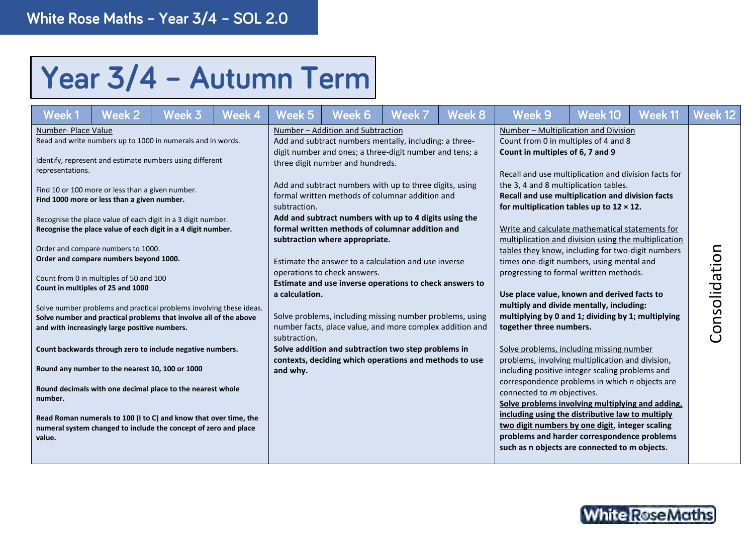# Year 3/4 – Autumn Term

| Week 1 | Week 2 | Week 3 | Week 4 | Week 5 | Week 6 | Week 7 | Week 8 | Week 9 | Week 10 | Week 11 | Week 12 |
|---|---|---|---|---|---|---|---|---|---|---|---|
| Number- Place Value<br>Read and write numbers up to 1000 in numerals and in words.<br><br>Identify, represent and estimate numbers using different representations.<br><br>Find 10 or 100 more or less than a given number.<br>**Find 1000 more or less than a given number.**<br><br>Recognise the place value of each digit in a 3 digit number.<br>**Recognise the place value of each digit in a 4 digit number.**<br><br>Order and compare numbers to 1000.<br>**Order and compare numbers beyond 1000.**<br><br>Count from 0 in multiples of 50 and 100<br>**Count in multiples of 25 and 1000**<br><br>Solve number problems and practical problems involving these ideas.<br>**Solve number and practical problems that involve all of the above and with increasingly large positive numbers.**<br><br>**Count backwards through zero to include negative numbers.**<br><br>**Round any number to the nearest 10, 100 or 1000**<br><br>**Round decimals with one decimal place to the nearest whole number.**<br><br>**Read Roman numerals to 100 (I to C) and know that over time, the numeral system changed to include the concept of zero and place value.** | | | | Number – Addition and Subtraction<br>Add and subtract numbers mentally, including: a three-digit number and ones; a three-digit number and tens; a three digit number and hundreds.<br><br>Add and subtract numbers with up to three digits, using formal written methods of columnar addition and subtraction.<br>**Add and subtract numbers with up to 4 digits using the formal written methods of columnar addition and subtraction where appropriate.**<br><br>Estimate the answer to a calculation and use inverse operations to check answers.<br>**Estimate and use inverse operations to check answers to a calculation.**<br><br>Solve problems, including missing number problems, using number facts, place value, and more complex addition and subtraction.<br>**Solve addition and subtraction two step problems in contexts, deciding which operations and methods to use and why.** | | | | Number – Multiplication and Division<br>Count from 0 in multiples of 4 and 8<br>**Count in multiples of 6, 7 and 9**<br><br>Recall and use multiplication and division facts for the 3, 4 and 8 multiplication tables.<br>**Recall and use multiplication and division facts for multiplication tables up to 12 × 12.**<br><br>Write and calculate mathematical statements for multiplication and division using the multiplication tables they know, including for two-digit numbers times one-digit numbers, using mental and progressing to formal written methods.<br><br>**Use place value, known and derived facts to multiply and divide mentally, including: multiplying by 0 and 1; dividing by 1; multiplying together three numbers.**<br><br>Solve problems, including missing number problems, involving multiplication and division, including positive integer scaling problems and correspondence problems in which *n* objects are connected to *m* objectives.<br>**Solve problems involving multiplying and adding, including using the distributive law to multiply two digit numbers by one digit, integer scaling problems and harder correspondence problems such as n objects are connected to m objects.** | | | Consolidation |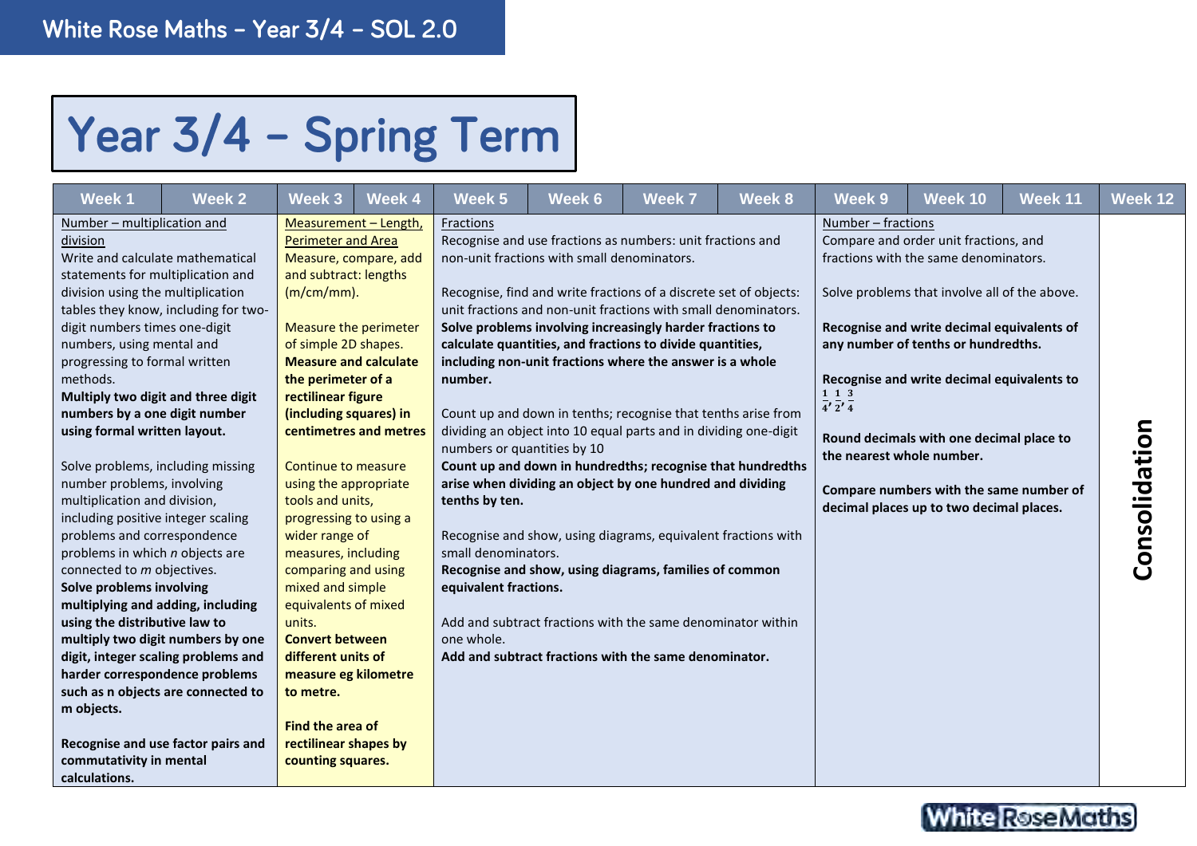# Year 3/4 – Spring Term

| Week 1 | Week 2 | Week 3 | Week 4 | Week 5 | Week 6 | Week 7 | Week 8 | Week 9 | Week 10 | Week 11 | Week 12 |
|---|---|---|---|---|---|---|---|---|---|---|---|
| Number – multiplication and division<br>Write and calculate mathematical statements for multiplication and division using the multiplication tables they know, including for two-digit numbers times one-digit numbers, using mental and progressing to formal written methods.<br>**Multiply two digit and three digit numbers by a one digit number using formal written layout.**<br><br>Solve problems, including missing number problems, involving multiplication and division, including positive integer scaling problems and correspondence problems in which *n* objects are connected to *m* objectives.<br>**Solve problems involving multiplying and adding, including using the distributive law to multiply two digit numbers by one digit, integer scaling problems and harder correspondence problems such as n objects are connected to m objects.**<br><br>**Recognise and use factor pairs and commutativity in mental calculations.** | | Measurement – Length, Perimeter and Area<br>Measure, compare, add and subtract: lengths (m/cm/mm).<br><br>Measure the perimeter of simple 2D shapes.<br>**Measure and calculate the perimeter of a rectilinear figure (including squares) in centimetres and metres**<br><br>Continue to measure using the appropriate tools and units, progressing to using a wider range of measures, including comparing and using mixed and simple equivalents of mixed units.<br>**Convert between different units of measure eg kilometre to metre.**<br><br>**Find the area of rectilinear shapes by counting squares.** | | Fractions<br>Recognise and use fractions as numbers: unit fractions and non-unit fractions with small denominators.<br><br>Recognise, find and write fractions of a discrete set of objects: unit fractions and non-unit fractions with small denominators.<br>**Solve problems involving increasingly harder fractions to calculate quantities, and fractions to divide quantities, including non-unit fractions where the answer is a whole number.**<br><br>Count up and down in tenths; recognise that tenths arise from dividing an object into 10 equal parts and in dividing one-digit numbers or quantities by 10<br>**Count up and down in hundredths; recognise that hundredths arise when dividing an object by one hundred and dividing tenths by ten.**<br><br>Recognise and show, using diagrams, equivalent fractions with small denominators.<br>**Recognise and show, using diagrams, families of common equivalent fractions.**<br><br>Add and subtract fractions with the same denominator within one whole.<br>**Add and subtract fractions with the same denominator.** | | | | Number – fractions<br>Compare and order unit fractions, and fractions with the same denominators.<br><br>Solve problems that involve all of the above.<br><br>**Recognise and write decimal equivalents of any number of tenths or hundredths.**<br><br>**Recognise and write decimal equivalents to $\frac{1}{4}, \frac{1}{2}, \frac{3}{4}$**<br><br>**Round decimals with one decimal place to the nearest whole number.**<br><br>**Compare numbers with the same number of decimal places up to two decimal places.** | | | **Consolidation** |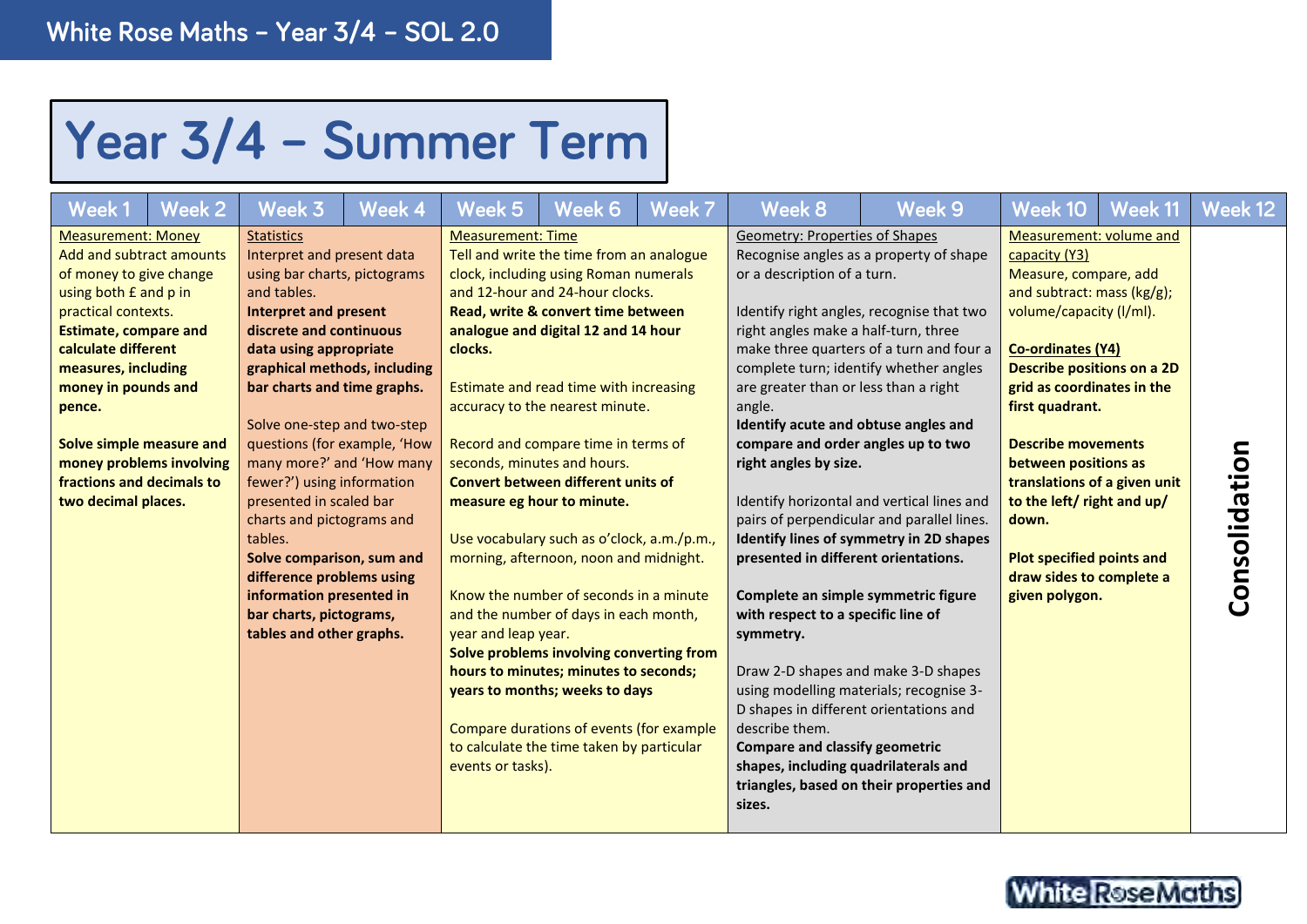White Rose Maths – Year 3/4 – SOL 2.0

# Year 3/4 – Summer Term

| Week 1 – Week 2 | Week 3 – Week 4 | Week 5 – Week 7 | Week 8 – Week 9 | Week 10 – Week 11 | Week 12 |
|---|---|---|---|---|---|
| Measurement: Money<br>Add and subtract amounts of money to give change using both £ and p in practical contexts.<br>**Estimate, compare and calculate different measures, including money in pounds and pence.**<br><br>**Solve simple measure and money problems involving fractions and decimals to two decimal places.** | Statistics<br>Interpret and present data using bar charts, pictograms and tables.<br>**Interpret and present discrete and continuous data using appropriate graphical methods, including bar charts and time graphs.**<br><br>Solve one-step and two-step questions (for example, 'How many more?' and 'How many fewer?') using information presented in scaled bar charts and pictograms and tables.<br>**Solve comparison, sum and difference problems using information presented in bar charts, pictograms, tables and other graphs.** | Measurement: Time<br>Tell and write the time from an analogue clock, including using Roman numerals and 12-hour and 24-hour clocks.<br>**Read, write & convert time between analogue and digital 12 and 14 hour clocks.**<br><br>Estimate and read time with increasing accuracy to the nearest minute.<br><br>Record and compare time in terms of seconds, minutes and hours.<br>**Convert between different units of measure eg hour to minute.**<br><br>Use vocabulary such as o'clock, a.m./p.m., morning, afternoon, noon and midnight.<br><br>Know the number of seconds in a minute and the number of days in each month, year and leap year.<br>**Solve problems involving converting from hours to minutes; minutes to seconds; years to months; weeks to days**<br><br>Compare durations of events (for example to calculate the time taken by particular events or tasks). | Geometry: Properties of Shapes<br>Recognise angles as a property of shape or a description of a turn.<br><br>Identify right angles, recognise that two right angles make a half-turn, three make three quarters of a turn and four a complete turn; identify whether angles are greater than or less than a right angle.<br>**Identify acute and obtuse angles and compare and order angles up to two right angles by size.**<br><br>Identify horizontal and vertical lines and pairs of perpendicular and parallel lines.<br>**Identify lines of symmetry in 2D shapes presented in different orientations.**<br><br>**Complete an simple symmetric figure with respect to a specific line of symmetry.**<br><br>Draw 2-D shapes and make 3-D shapes using modelling materials; recognise 3-D shapes in different orientations and describe them.<br>**Compare and classify geometric shapes, including quadrilaterals and triangles, based on their properties and sizes.** | Measurement: volume and capacity (Y3)<br>Measure, compare, add and subtract: mass (kg/g); volume/capacity (l/ml).<br><br>**Co-ordinates (Y4)**<br>**Describe positions on a 2D grid as coordinates in the first quadrant.**<br><br>**Describe movements between positions as translations of a given unit to the left/ right and up/ down.**<br><br>**Plot specified points and draw sides to complete a given polygon.** | **Consolidation** |